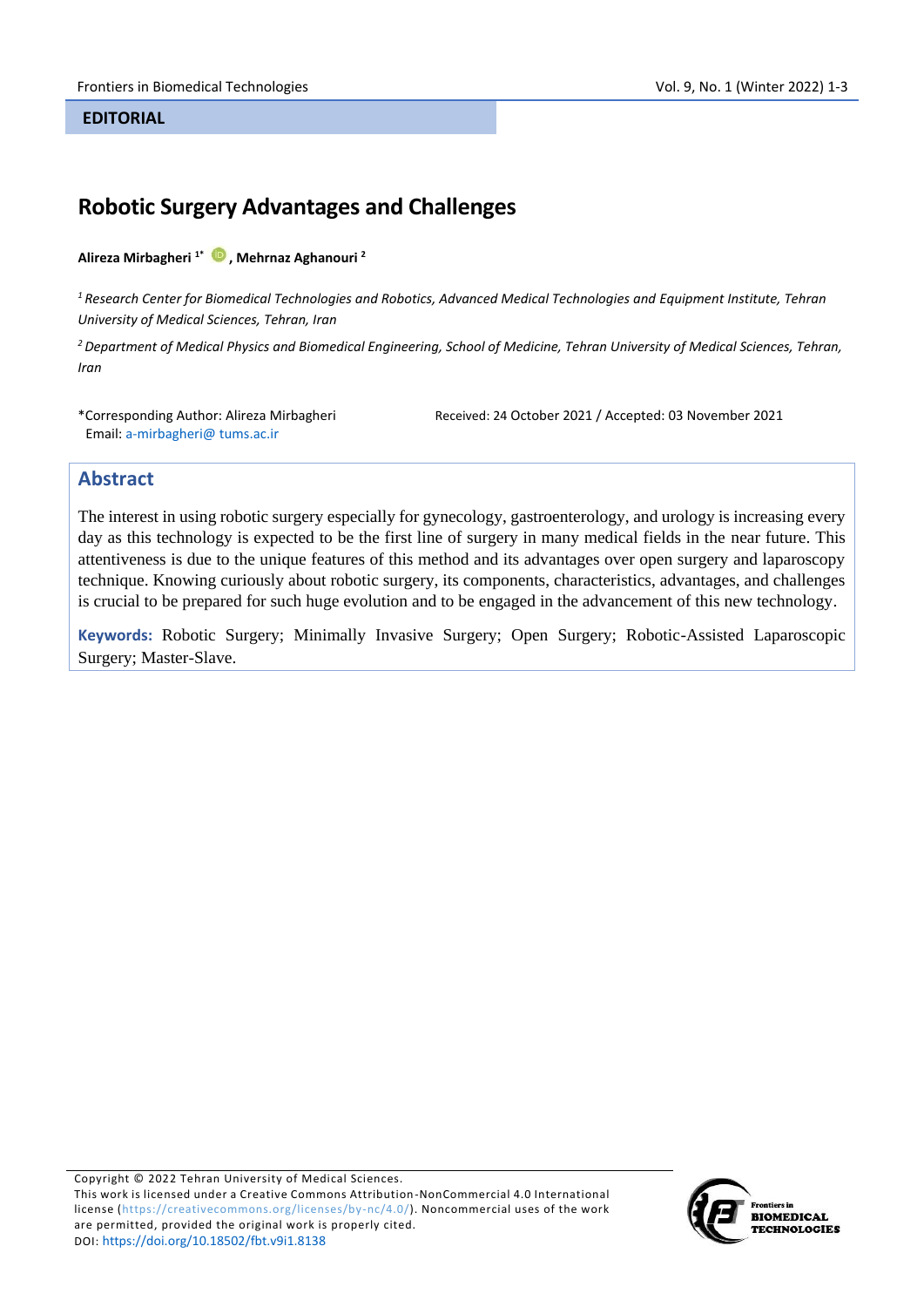**EDITORIAL**

# Robotic Surgery Advantages and Challenges

**Alireza Mirbagheri [1*], Mehrnaz Aghanouri [2]**

[1] *Research Center for Biomedical Technologies and Robotics, Advanced Medical Technologies and Equipment Institute, Tehran University of Medical Sciences, Tehran, Iran*

[2] *Department of Medical Physics and Biomedical Engineering, School of Medicine, Tehran University of Medical Sciences, Tehran, Iran*

*Corresponding Author: Alireza Mirbagheri
Email: a-mirbagheri@ tums.ac.ir

Received: 24 October 2021 / Accepted: 03 November 2021

## Abstract

The interest in using robotic surgery especially for gynecology, gastroenterology, and urology is increasing every day as this technology is expected to be the first line of surgery in many medical fields in the near future. This attentiveness is due to the unique features of this method and its advantages over open surgery and laparoscopy technique. Knowing curiously about robotic surgery, its components, characteristics, advantages, and challenges is crucial to be prepared for such huge evolution and to be engaged in the advancement of this new technology.

**Keywords:** Robotic Surgery; Minimally Invasive Surgery; Open Surgery; Robotic-Assisted Laparoscopic Surgery; Master-Slave.

Copyright © 2022 Tehran University of Medical Sciences.
This work is licensed under a Creative Commons Attribution-NonCommercial 4.0 International license (https://creativecommons.org/licenses/by-nc/4.0/). Noncommercial uses of the work are permitted, provided the original work is properly cited.
DOI: https://doi.org/10.18502/fbt.v9i1.8138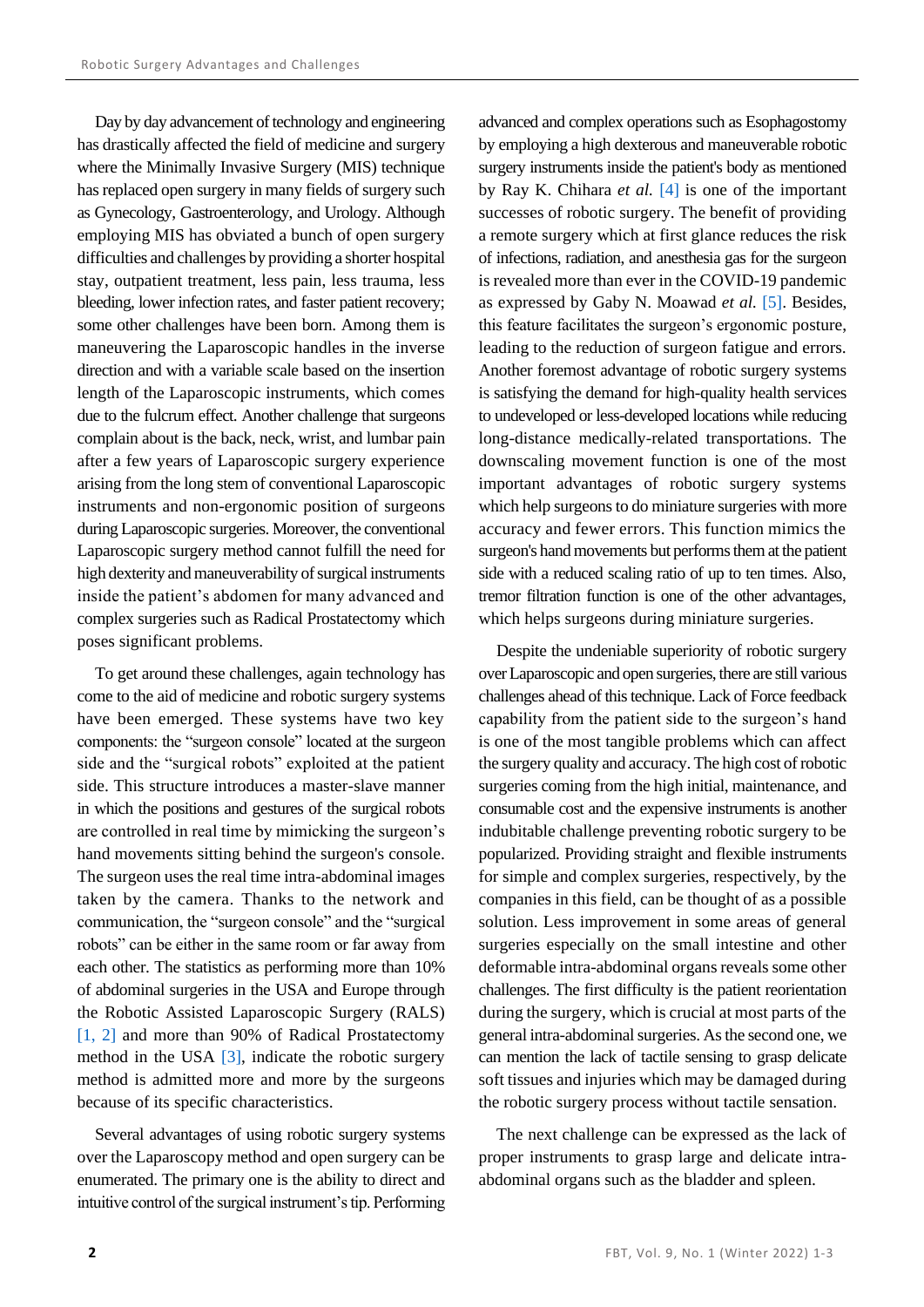Day by day advancement of technology and engineering has drastically affected the field of medicine and surgery where the Minimally Invasive Surgery (MIS) technique has replaced open surgery in many fields of surgery such as Gynecology, Gastroenterology, and Urology. Although employing MIS has obviated a bunch of open surgery difficulties and challenges by providing a shorter hospital stay, outpatient treatment, less pain, less trauma, less bleeding, lower infection rates, and faster patient recovery; some other challenges have been born. Among them is maneuvering the Laparoscopic handles in the inverse direction and with a variable scale based on the insertion length of the Laparoscopic instruments, which comes due to the fulcrum effect. Another challenge that surgeons complain about is the back, neck, wrist, and lumbar pain after a few years of Laparoscopic surgery experience arising from the long stem of conventional Laparoscopic instruments and non-ergonomic position of surgeons during Laparoscopic surgeries. Moreover, the conventional Laparoscopic surgery method cannot fulfill the need for high dexterity and maneuverability of surgical instruments inside the patient's abdomen for many advanced and complex surgeries such as Radical Prostatectomy which poses significant problems.

To get around these challenges, again technology has come to the aid of medicine and robotic surgery systems have been emerged. These systems have two key components: the "surgeon console" located at the surgeon side and the "surgical robots" exploited at the patient side. This structure introduces a master-slave manner in which the positions and gestures of the surgical robots are controlled in real time by mimicking the surgeon's hand movements sitting behind the surgeon's console. The surgeon uses the real time intra-abdominal images taken by the camera. Thanks to the network and communication, the "surgeon console" and the "surgical robots" can be either in the same room or far away from each other. The statistics as performing more than 10% of abdominal surgeries in the USA and Europe through the Robotic Assisted Laparoscopic Surgery (RALS) [1, 2] and more than 90% of Radical Prostatectomy method in the USA [3], indicate the robotic surgery method is admitted more and more by the surgeons because of its specific characteristics.

Several advantages of using robotic surgery systems over the Laparoscopy method and open surgery can be enumerated. The primary one is the ability to direct and intuitive control of the surgical instrument's tip. Performing advanced and complex operations such as Esophagostomy by employing a high dexterous and maneuverable robotic surgery instruments inside the patient's body as mentioned by Ray K. Chihara *et al.* [4] is one of the important successes of robotic surgery. The benefit of providing a remote surgery which at first glance reduces the risk of infections, radiation, and anesthesia gas for the surgeon is revealed more than ever in the COVID-19 pandemic as expressed by Gaby N. Moawad *et al.* [5]. Besides, this feature facilitates the surgeon's ergonomic posture, leading to the reduction of surgeon fatigue and errors. Another foremost advantage of robotic surgery systems is satisfying the demand for high-quality health services to undeveloped or less-developed locations while reducing long-distance medically-related transportations. The downscaling movement function is one of the most important advantages of robotic surgery systems which help surgeons to do miniature surgeries with more accuracy and fewer errors. This function mimics the surgeon's hand movements but performs them at the patient side with a reduced scaling ratio of up to ten times. Also, tremor filtration function is one of the other advantages, which helps surgeons during miniature surgeries.

Despite the undeniable superiority of robotic surgery over Laparoscopic and open surgeries, there are still various challenges ahead of this technique. Lack of Force feedback capability from the patient side to the surgeon's hand is one of the most tangible problems which can affect the surgery quality and accuracy. The high cost of robotic surgeries coming from the high initial, maintenance, and consumable cost and the expensive instruments is another indubitable challenge preventing robotic surgery to be popularized. Providing straight and flexible instruments for simple and complex surgeries, respectively, by the companies in this field, can be thought of as a possible solution. Less improvement in some areas of general surgeries especially on the small intestine and other deformable intra-abdominal organs reveals some other challenges. The first difficulty is the patient reorientation during the surgery, which is crucial at most parts of the general intra-abdominal surgeries. As the second one, we can mention the lack of tactile sensing to grasp delicate soft tissues and injuries which may be damaged during the robotic surgery process without tactile sensation.

The next challenge can be expressed as the lack of proper instruments to grasp large and delicate intra-abdominal organs such as the bladder and spleen.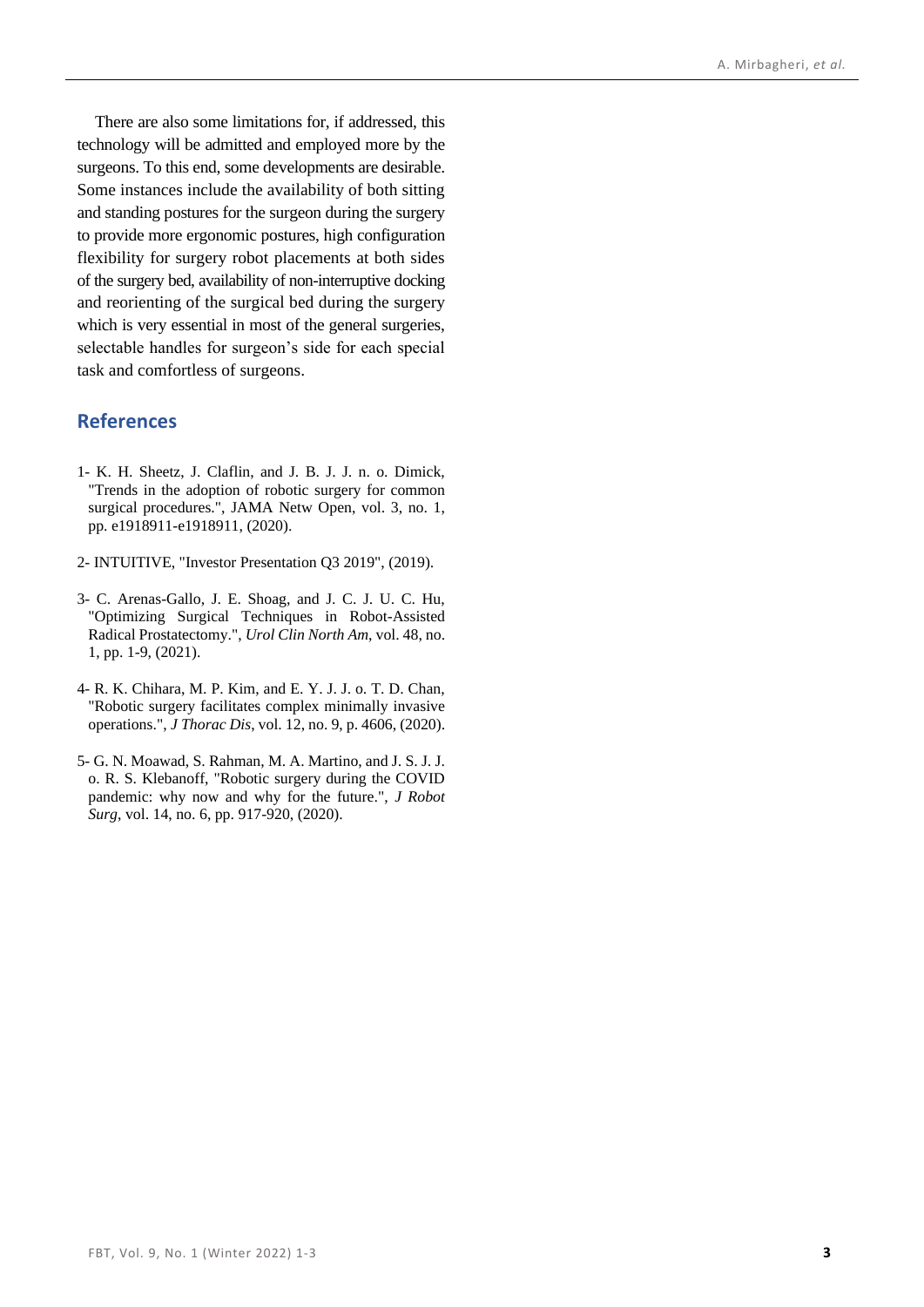There are also some limitations for, if addressed, this technology will be admitted and employed more by the surgeons. To this end, some developments are desirable. Some instances include the availability of both sitting and standing postures for the surgeon during the surgery to provide more ergonomic postures, high configuration flexibility for surgery robot placements at both sides of the surgery bed, availability of non-interruptive docking and reorienting of the surgical bed during the surgery which is very essential in most of the general surgeries, selectable handles for surgeon's side for each special task and comfortless of surgeons.

## References

1- K. H. Sheetz, J. Claflin, and J. B. J. J. n. o. Dimick, "Trends in the adoption of robotic surgery for common surgical procedures.", JAMA Netw Open, vol. 3, no. 1, pp. e1918911-e1918911, (2020).

2- INTUITIVE, "Investor Presentation Q3 2019", (2019).

3- C. Arenas-Gallo, J. E. Shoag, and J. C. J. U. C. Hu, "Optimizing Surgical Techniques in Robot-Assisted Radical Prostatectomy.", *Urol Clin North Am*, vol. 48, no. 1, pp. 1-9, (2021).

4- R. K. Chihara, M. P. Kim, and E. Y. J. J. o. T. D. Chan, "Robotic surgery facilitates complex minimally invasive operations.", *J Thorac Dis*, vol. 12, no. 9, p. 4606, (2020).

5- G. N. Moawad, S. Rahman, M. A. Martino, and J. S. J. J. o. R. S. Klebanoff, "Robotic surgery during the COVID pandemic: why now and why for the future.", *J Robot Surg*, vol. 14, no. 6, pp. 917-920, (2020).